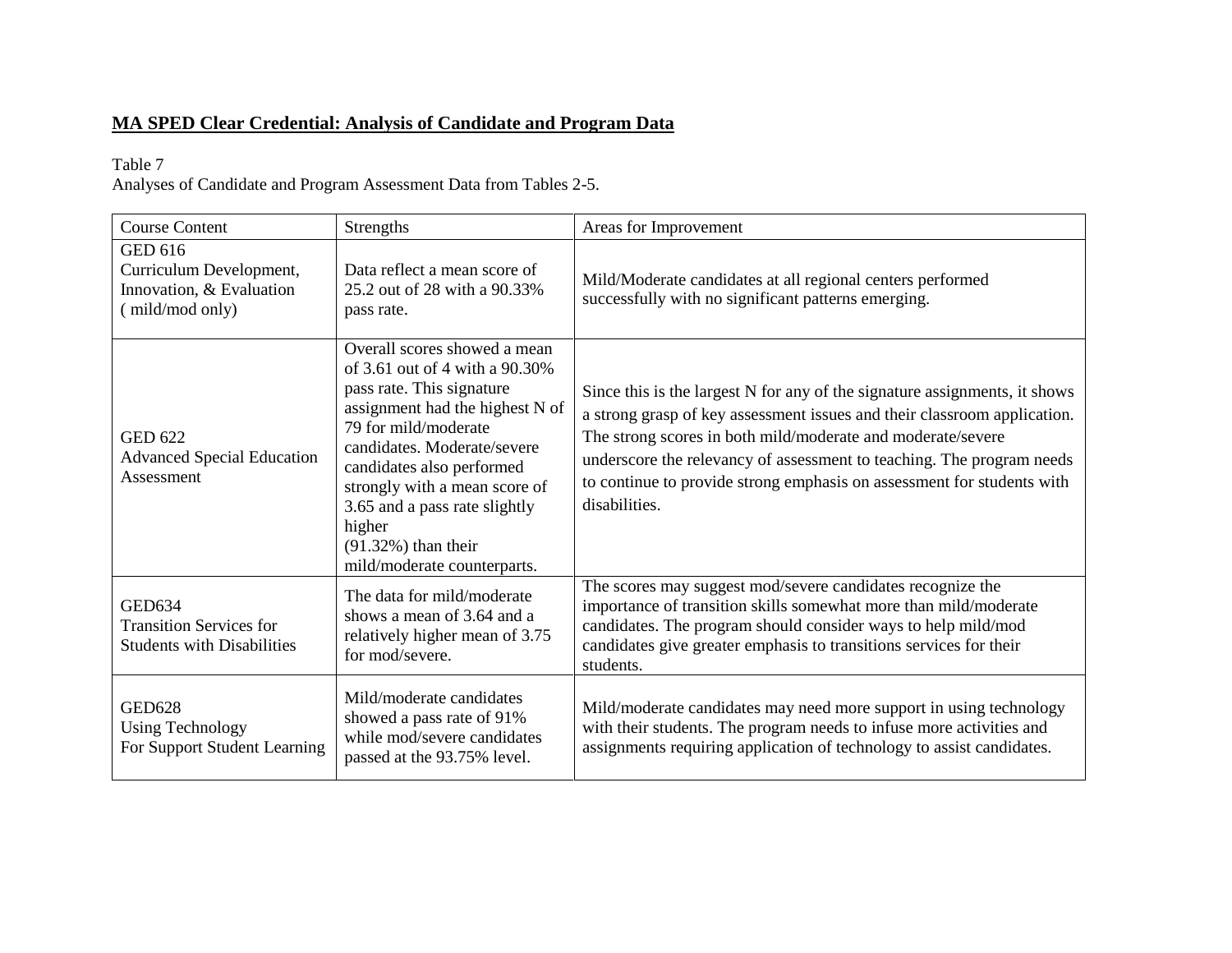## MA SPED Clear Credential: Analysis of Candidate and Program Data

Table 7
Analyses of Candidate and Program Assessment Data from Tables 2-5.

| Course Content | Strengths | Areas for Improvement |
|---|---|---|
| GED 616 Curriculum Development, Innovation, & Evaluation ( mild/mod only) | Data reflect a mean score of 25.2 out of 28 with a 90.33% pass rate. | Mild/Moderate candidates at all regional centers performed successfully with no significant patterns emerging. |
| GED 622 Advanced Special Education Assessment | Overall scores showed a mean of 3.61 out of 4 with a 90.30% pass rate. This signature assignment had the highest N of 79 for mild/moderate candidates. Moderate/severe candidates also performed strongly with a mean score of 3.65 and a pass rate slightly higher (91.32%) than their mild/moderate counterparts. | Since this is the largest N for any of the signature assignments, it shows a strong grasp of key assessment issues and their classroom application. The strong scores in both mild/moderate and moderate/severe underscore the relevancy of assessment to teaching. The program needs to continue to provide strong emphasis on assessment for students with disabilities. |
| GED634 Transition Services for Students with Disabilities | The data for mild/moderate shows a mean of 3.64 and a relatively higher mean of 3.75 for mod/severe. | The scores may suggest mod/severe candidates recognize the importance of transition skills somewhat more than mild/moderate candidates. The program should consider ways to help mild/mod candidates give greater emphasis to transitions services for their students. |
| GED628 Using Technology For Support Student Learning | Mild/moderate candidates showed a pass rate of 91% while mod/severe candidates passed at the 93.75% level. | Mild/moderate candidates may need more support in using technology with their students. The program needs to infuse more activities and assignments requiring application of technology to assist candidates. |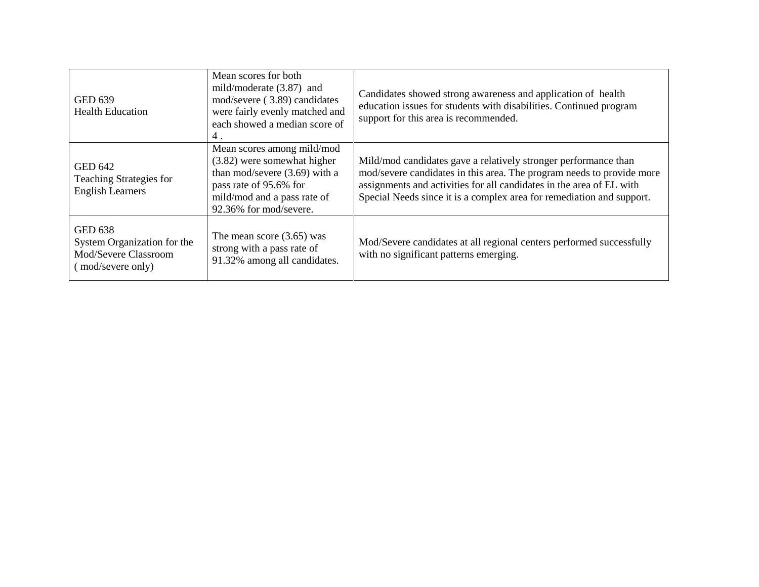| | | |
|---|---|---|
| GED 639<br>Health Education | Mean scores for both mild/moderate (3.87) and mod/severe ( 3.89) candidates were fairly evenly matched and each showed a median score of 4 . | Candidates showed strong awareness and application of health education issues for students with disabilities. Continued program support for this area is recommended. |
| GED 642<br>Teaching Strategies for English Learners | Mean scores among mild/mod (3.82) were somewhat higher than mod/severe (3.69) with a pass rate of 95.6% for mild/mod and a pass rate of 92.36% for mod/severe. | Mild/mod candidates gave a relatively stronger performance than mod/severe candidates in this area. The program needs to provide more assignments and activities for all candidates in the area of EL with Special Needs since it is a complex area for remediation and support. |
| GED 638<br>System Organization for the Mod/Severe Classroom<br>( mod/severe only) | The mean score (3.65) was strong with a pass rate of 91.32% among all candidates. | Mod/Severe candidates at all regional centers performed successfully with no significant patterns emerging. |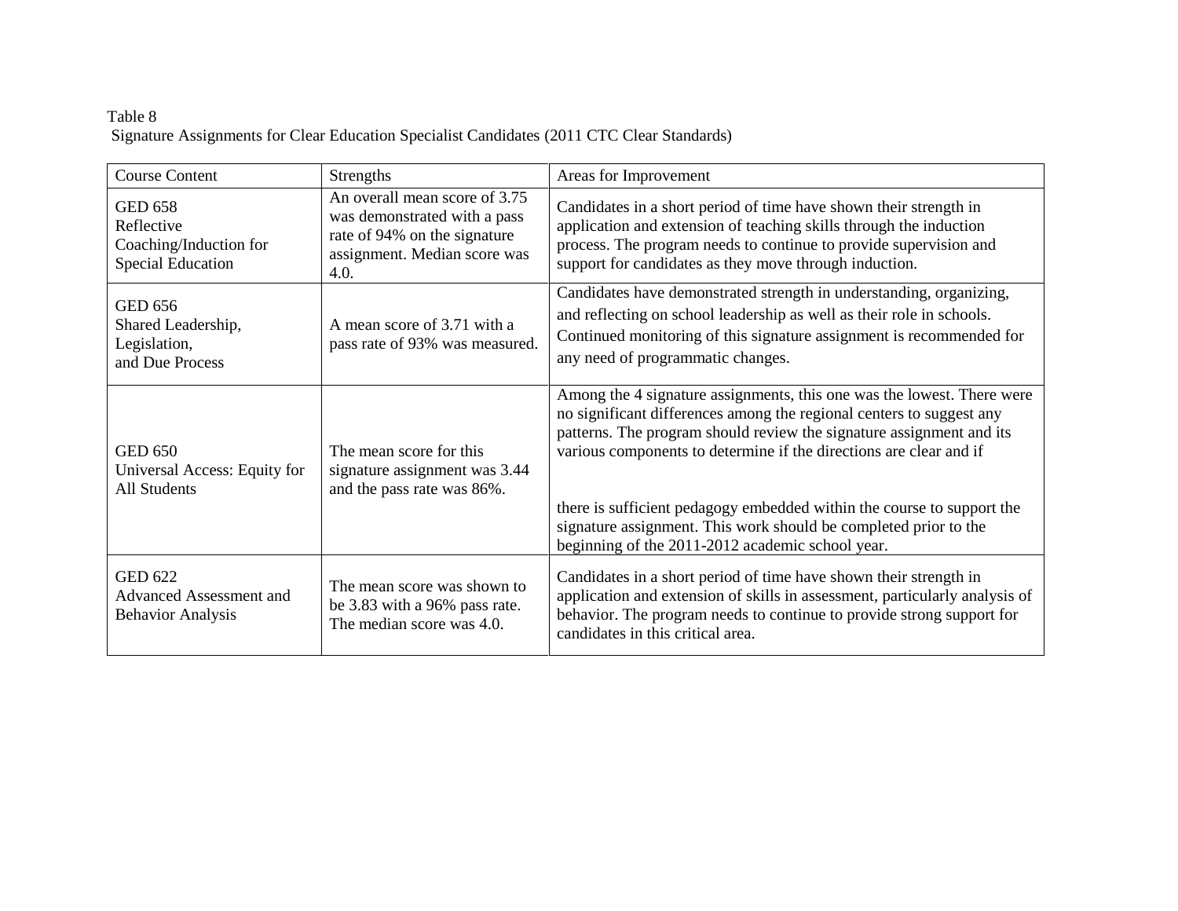Table 8
Signature Assignments for Clear Education Specialist Candidates (2011 CTC Clear Standards)

| Course Content | Strengths | Areas for Improvement |
|---|---|---|
| GED 658 Reflective Coaching/Induction for Special Education | An overall mean score of 3.75 was demonstrated with a pass rate of 94% on the signature assignment. Median score was 4.0. | Candidates in a short period of time have shown their strength in application and extension of teaching skills through the induction process. The program needs to continue to provide supervision and support for candidates as they move through induction. |
| GED 656 Shared Leadership, Legislation, and Due Process | A mean score of 3.71 with a pass rate of 93% was measured. | Candidates have demonstrated strength in understanding, organizing, and reflecting on school leadership as well as their role in schools. Continued monitoring of this signature assignment is recommended for any need of programmatic changes. |
| GED 650 Universal Access: Equity for All Students | The mean score for this signature assignment was 3.44 and the pass rate was 86%. | Among the 4 signature assignments, this one was the lowest. There were no significant differences among the regional centers to suggest any patterns. The program should review the signature assignment and its various components to determine if the directions are clear and if there is sufficient pedagogy embedded within the course to support the signature assignment. This work should be completed prior to the beginning of the 2011-2012 academic school year. |
| GED 622 Advanced Assessment and Behavior Analysis | The mean score was shown to be 3.83 with a 96% pass rate. The median score was 4.0. | Candidates in a short period of time have shown their strength in application and extension of skills in assessment, particularly analysis of behavior. The program needs to continue to provide strong support for candidates in this critical area. |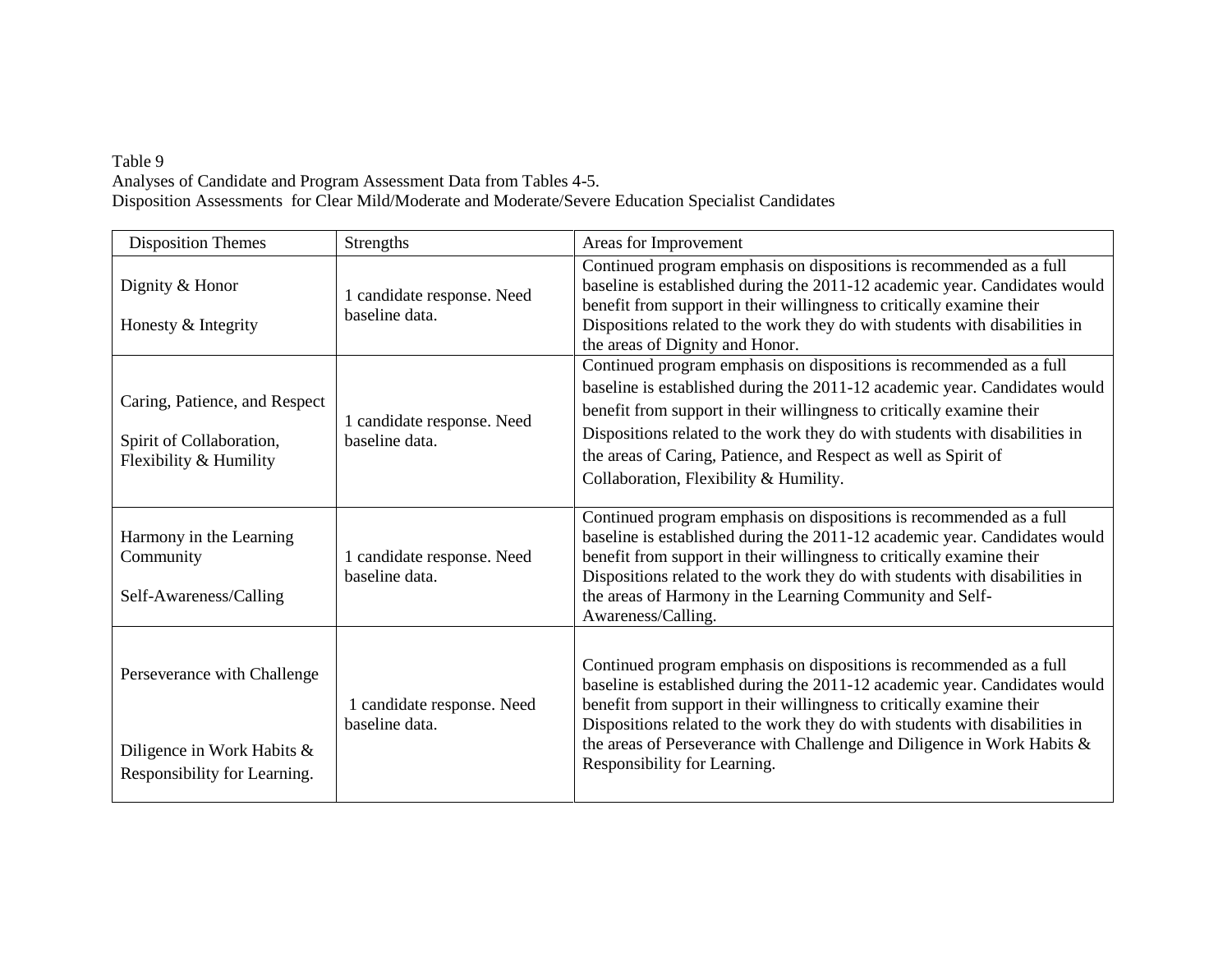Table 9

Analyses of Candidate and Program Assessment Data from Tables 4-5.

Disposition Assessments for Clear Mild/Moderate and Moderate/Severe Education Specialist Candidates

| Disposition Themes | Strengths | Areas for Improvement |
|---|---|---|
| Dignity & Honor<br><br>Honesty & Integrity | 1 candidate response. Need baseline data. | Continued program emphasis on dispositions is recommended as a full baseline is established during the 2011-12 academic year. Candidates would benefit from support in their willingness to critically examine their Dispositions related to the work they do with students with disabilities in the areas of Dignity and Honor. |
| Caring, Patience, and Respect<br><br>Spirit of Collaboration, Flexibility & Humility | 1 candidate response. Need baseline data. | Continued program emphasis on dispositions is recommended as a full baseline is established during the 2011-12 academic year. Candidates would benefit from support in their willingness to critically examine their Dispositions related to the work they do with students with disabilities in the areas of Caring, Patience, and Respect as well as Spirit of Collaboration, Flexibility & Humility. |
| Harmony in the Learning Community<br><br>Self-Awareness/Calling | 1 candidate response. Need baseline data. | Continued program emphasis on dispositions is recommended as a full baseline is established during the 2011-12 academic year. Candidates would benefit from support in their willingness to critically examine their Dispositions related to the work they do with students with disabilities in the areas of Harmony in the Learning Community and Self-Awareness/Calling. |
| Perseverance with Challenge<br><br>Diligence in Work Habits & Responsibility for Learning. | 1 candidate response. Need baseline data. | Continued program emphasis on dispositions is recommended as a full baseline is established during the 2011-12 academic year. Candidates would benefit from support in their willingness to critically examine their Dispositions related to the work they do with students with disabilities in the areas of Perseverance with Challenge and Diligence in Work Habits & Responsibility for Learning. |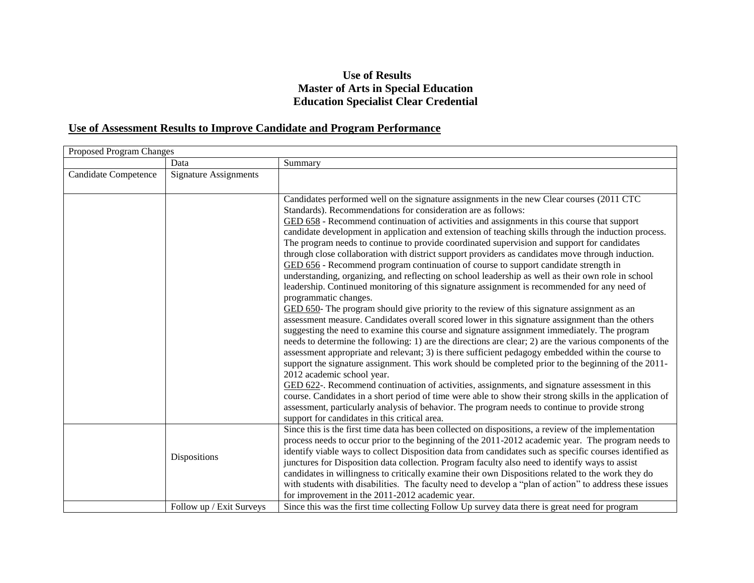## Use of Results
## Master of Arts in Special Education
## Education Specialist Clear Credential

### Use of Assessment Results to Improve Candidate and Program Performance

| Proposed Program Changes | | |
|---|---|---|
| | Data | Summary |
| Candidate Competence | Signature Assignments | |
| | | Candidates performed well on the signature assignments in the new Clear courses (2011 CTC Standards). Recommendations for consideration are as follows:<br>GED 658 - Recommend continuation of activities and assignments in this course that support candidate development in application and extension of teaching skills through the induction process. The program needs to continue to provide coordinated supervision and support for candidates through close collaboration with district support providers as candidates move through induction.<br>GED 656 - Recommend program continuation of course to support candidate strength in understanding, organizing, and reflecting on school leadership as well as their own role in school leadership. Continued monitoring of this signature assignment is recommended for any need of programmatic changes.<br>GED 650- The program should give priority to the review of this signature assignment as an assessment measure. Candidates overall scored lower in this signature assignment than the others suggesting the need to examine this course and signature assignment immediately. The program needs to determine the following: 1) are the directions are clear; 2) are the various components of the assessment appropriate and relevant; 3) is there sufficient pedagogy embedded within the course to support the signature assignment. This work should be completed prior to the beginning of the 2011-2012 academic school year.<br>GED 622-. Recommend continuation of activities, assignments, and signature assessment in this course. Candidates in a short period of time were able to show their strong skills in the application of assessment, particularly analysis of behavior. The program needs to continue to provide strong support for candidates in this critical area. |
| | Dispositions | Since this is the first time data has been collected on dispositions, a review of the implementation process needs to occur prior to the beginning of the 2011-2012 academic year. The program needs to identify viable ways to collect Disposition data from candidates such as specific courses identified as junctures for Disposition data collection. Program faculty also need to identify ways to assist candidates in willingness to critically examine their own Dispositions related to the work they do with students with disabilities. The faculty need to develop a "plan of action" to address these issues for improvement in the 2011-2012 academic year. |
| | Follow up / Exit Surveys | Since this was the first time collecting Follow Up survey data there is great need for program |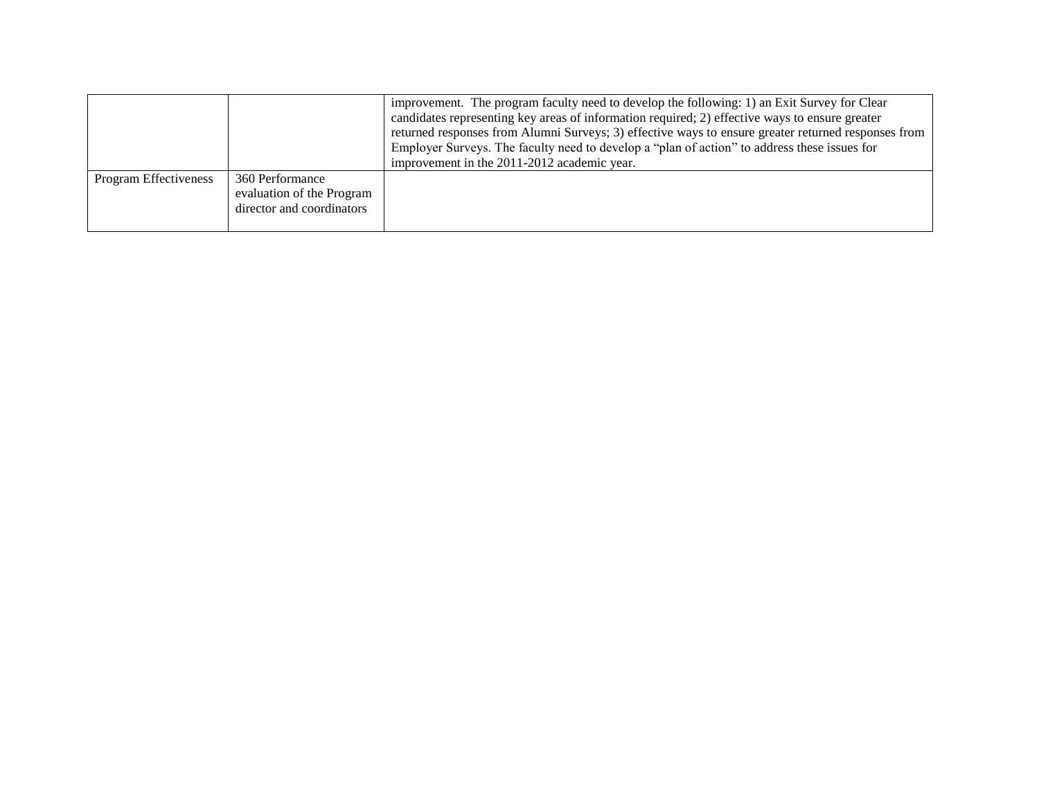| | | |
|---|---|---|
| | | improvement. The program faculty need to develop the following: 1) an Exit Survey for Clear candidates representing key areas of information required; 2) effective ways to ensure greater returned responses from Alumni Surveys; 3) effective ways to ensure greater returned responses from Employer Surveys. The faculty need to develop a "plan of action" to address these issues for improvement in the 2011-2012 academic year. |
| Program Effectiveness | 360 Performance evaluation of the Program director and coordinators | |